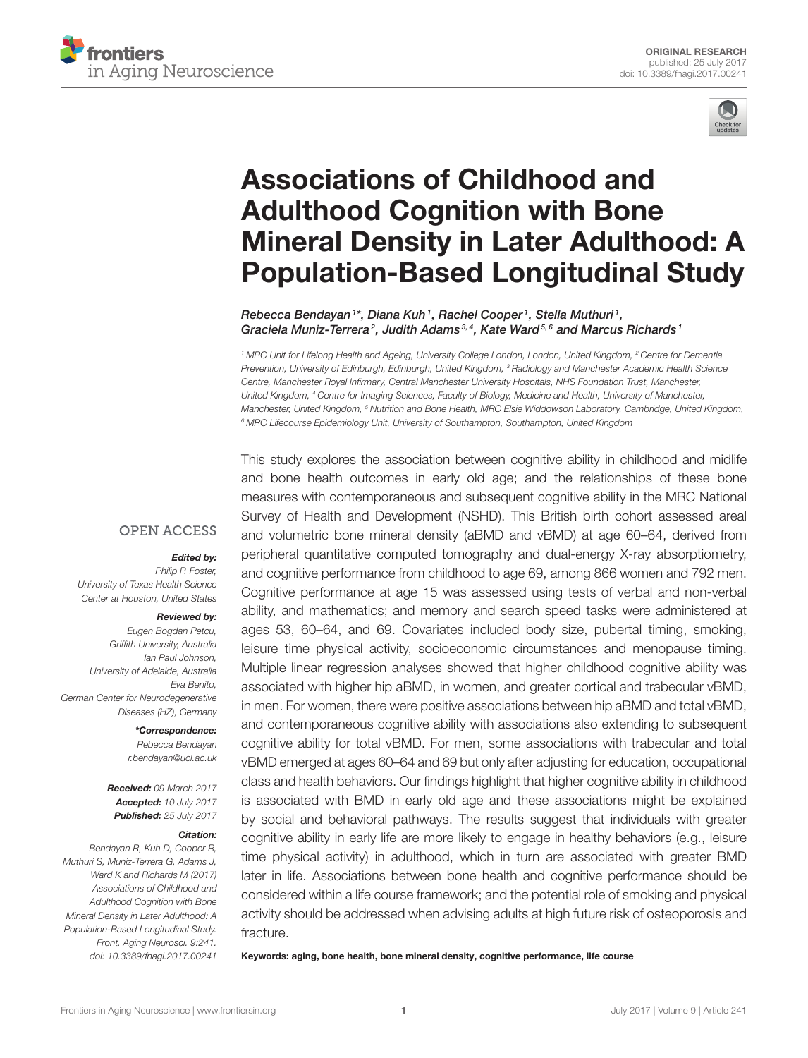ORIGINAL RESEARCH
published: 25 July 2017
doi: 10.3389/fnagi.2017.00241

# Associations of Childhood and Adulthood Cognition with Bone Mineral Density in Later Adulthood: A Population-Based Longitudinal Study

*Rebecca Bendayan[1]\*, Diana Kuh[1], Rachel Cooper[1], Stella Muthuri[1], Graciela Muniz-Terrera[2], Judith Adams[3,4], Kate Ward[5,6] and Marcus Richards[1]*

[1] MRC Unit for Lifelong Health and Ageing, University College London, London, United Kingdom, [2] Centre for Dementia Prevention, University of Edinburgh, Edinburgh, United Kingdom, [3] Radiology and Manchester Academic Health Science Centre, Manchester Royal Infirmary, Central Manchester University Hospitals, NHS Foundation Trust, Manchester, United Kingdom, [4] Centre for Imaging Sciences, Faculty of Biology, Medicine and Health, University of Manchester, Manchester, United Kingdom, [5] Nutrition and Bone Health, MRC Elsie Widdowson Laboratory, Cambridge, United Kingdom, [6] MRC Lifecourse Epidemiology Unit, University of Southampton, Southampton, United Kingdom

This study explores the association between cognitive ability in childhood and midlife and bone health outcomes in early old age; and the relationships of these bone measures with contemporaneous and subsequent cognitive ability in the MRC National Survey of Health and Development (NSHD). This British birth cohort assessed areal and volumetric bone mineral density (aBMD and vBMD) at age 60–64, derived from peripheral quantitative computed tomography and dual-energy X-ray absorptiometry, and cognitive performance from childhood to age 69, among 866 women and 792 men. Cognitive performance at age 15 was assessed using tests of verbal and non-verbal ability, and mathematics; and memory and search speed tasks were administered at ages 53, 60–64, and 69. Covariates included body size, pubertal timing, smoking, leisure time physical activity, socioeconomic circumstances and menopause timing. Multiple linear regression analyses showed that higher childhood cognitive ability was associated with higher hip aBMD, in women, and greater cortical and trabecular vBMD, in men. For women, there were positive associations between hip aBMD and total vBMD, and contemporaneous cognitive ability with associations also extending to subsequent cognitive ability for total vBMD. For men, some associations with trabecular and total vBMD emerged at ages 60–64 and 69 but only after adjusting for education, occupational class and health behaviors. Our findings highlight that higher cognitive ability in childhood is associated with BMD in early old age and these associations might be explained by social and behavioral pathways. The results suggest that individuals with greater cognitive ability in early life are more likely to engage in healthy behaviors (e.g., leisure time physical activity) in adulthood, which in turn are associated with greater BMD later in life. Associations between bone health and cognitive performance should be considered within a life course framework; and the potential role of smoking and physical activity should be addressed when advising adults at high future risk of osteoporosis and fracture.

**Keywords: aging, bone health, bone mineral density, cognitive performance, life course**

OPEN ACCESS

***Edited by:***
Philip P. Foster,
University of Texas Health Science Center at Houston, United States

***Reviewed by:***
Eugen Bogdan Petcu,
Griffith University, Australia
Ian Paul Johnson,
University of Adelaide, Australia
Eva Benito,
German Center for Neurodegenerative Diseases (HZ), Germany

***\*Correspondence:***
Rebecca Bendayan
r.bendayan@ucl.ac.uk

**Received:** 09 March 2017
**Accepted:** 10 July 2017
**Published:** 25 July 2017

***Citation:***
Bendayan R, Kuh D, Cooper R, Muthuri S, Muniz-Terrera G, Adams J, Ward K and Richards M (2017) Associations of Childhood and Adulthood Cognition with Bone Mineral Density in Later Adulthood: A Population-Based Longitudinal Study. Front. Aging Neurosci. 9:241. doi: 10.3389/fnagi.2017.00241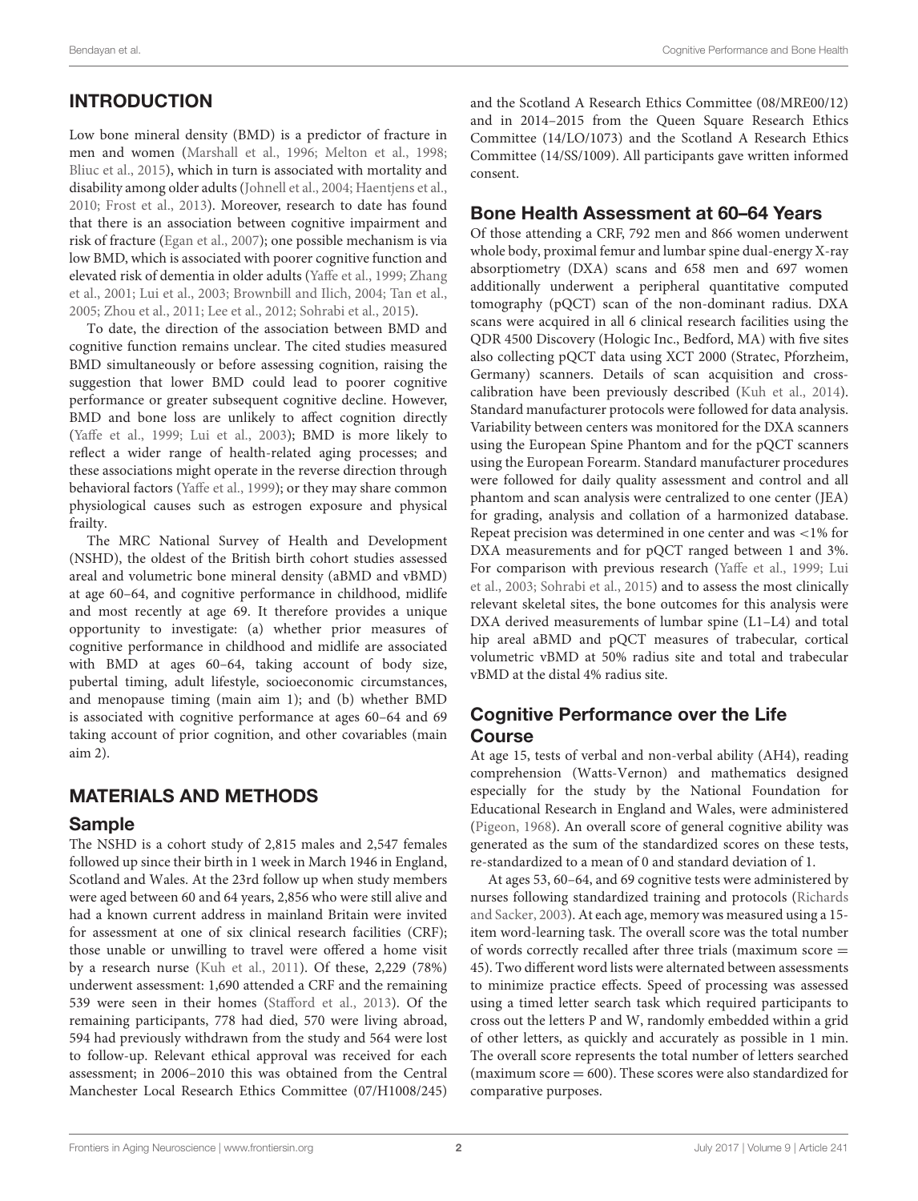## INTRODUCTION

Low bone mineral density (BMD) is a predictor of fracture in men and women (Marshall et al., 1996; Melton et al., 1998; Bliuc et al., 2015), which in turn is associated with mortality and disability among older adults (Johnell et al., 2004; Haentjens et al., 2010; Frost et al., 2013). Moreover, research to date has found that there is an association between cognitive impairment and risk of fracture (Egan et al., 2007); one possible mechanism is via low BMD, which is associated with poorer cognitive function and elevated risk of dementia in older adults (Yaffe et al., 1999; Zhang et al., 2001; Lui et al., 2003; Brownbill and Ilich, 2004; Tan et al., 2005; Zhou et al., 2011; Lee et al., 2012; Sohrabi et al., 2015).

To date, the direction of the association between BMD and cognitive function remains unclear. The cited studies measured BMD simultaneously or before assessing cognition, raising the suggestion that lower BMD could lead to poorer cognitive performance or greater subsequent cognitive decline. However, BMD and bone loss are unlikely to affect cognition directly (Yaffe et al., 1999; Lui et al., 2003); BMD is more likely to reflect a wider range of health-related aging processes; and these associations might operate in the reverse direction through behavioral factors (Yaffe et al., 1999); or they may share common physiological causes such as estrogen exposure and physical frailty.

The MRC National Survey of Health and Development (NSHD), the oldest of the British birth cohort studies assessed areal and volumetric bone mineral density (aBMD and vBMD) at age 60–64, and cognitive performance in childhood, midlife and most recently at age 69. It therefore provides a unique opportunity to investigate: (a) whether prior measures of cognitive performance in childhood and midlife are associated with BMD at ages 60–64, taking account of body size, pubertal timing, adult lifestyle, socioeconomic circumstances, and menopause timing (main aim 1); and (b) whether BMD is associated with cognitive performance at ages 60–64 and 69 taking account of prior cognition, and other covariables (main aim 2).

## MATERIALS AND METHODS

### Sample

The NSHD is a cohort study of 2,815 males and 2,547 females followed up since their birth in 1 week in March 1946 in England, Scotland and Wales. At the 23rd follow up when study members were aged between 60 and 64 years, 2,856 who were still alive and had a known current address in mainland Britain were invited for assessment at one of six clinical research facilities (CRF); those unable or unwilling to travel were offered a home visit by a research nurse (Kuh et al., 2011). Of these, 2,229 (78%) underwent assessment: 1,690 attended a CRF and the remaining 539 were seen in their homes (Stafford et al., 2013). Of the remaining participants, 778 had died, 570 were living abroad, 594 had previously withdrawn from the study and 564 were lost to follow-up. Relevant ethical approval was received for each assessment; in 2006–2010 this was obtained from the Central Manchester Local Research Ethics Committee (07/H1008/245) and the Scotland A Research Ethics Committee (08/MRE00/12) and in 2014–2015 from the Queen Square Research Ethics Committee (14/LO/1073) and the Scotland A Research Ethics Committee (14/SS/1009). All participants gave written informed consent.

### Bone Health Assessment at 60–64 Years

Of those attending a CRF, 792 men and 866 women underwent whole body, proximal femur and lumbar spine dual-energy X-ray absorptiometry (DXA) scans and 658 men and 697 women additionally underwent a peripheral quantitative computed tomography (pQCT) scan of the non-dominant radius. DXA scans were acquired in all 6 clinical research facilities using the QDR 4500 Discovery (Hologic Inc., Bedford, MA) with five sites also collecting pQCT data using XCT 2000 (Stratec, Pforzheim, Germany) scanners. Details of scan acquisition and cross-calibration have been previously described (Kuh et al., 2014). Standard manufacturer protocols were followed for data analysis. Variability between centers was monitored for the DXA scanners using the European Spine Phantom and for the pQCT scanners using the European Forearm. Standard manufacturer procedures were followed for daily quality assessment and control and all phantom and scan analysis were centralized to one center (JEA) for grading, analysis and collation of a harmonized database. Repeat precision was determined in one center and was <1% for DXA measurements and for pQCT ranged between 1 and 3%. For comparison with previous research (Yaffe et al., 1999; Lui et al., 2003; Sohrabi et al., 2015) and to assess the most clinically relevant skeletal sites, the bone outcomes for this analysis were DXA derived measurements of lumbar spine (L1–L4) and total hip areal aBMD and pQCT measures of trabecular, cortical volumetric vBMD at 50% radius site and total and trabecular vBMD at the distal 4% radius site.

### Cognitive Performance over the Life Course

At age 15, tests of verbal and non-verbal ability (AH4), reading comprehension (Watts-Vernon) and mathematics designed especially for the study by the National Foundation for Educational Research in England and Wales, were administered (Pigeon, 1968). An overall score of general cognitive ability was generated as the sum of the standardized scores on these tests, re-standardized to a mean of 0 and standard deviation of 1.

At ages 53, 60–64, and 69 cognitive tests were administered by nurses following standardized training and protocols (Richards and Sacker, 2003). At each age, memory was measured using a 15-item word-learning task. The overall score was the total number of words correctly recalled after three trials (maximum score = 45). Two different word lists were alternated between assessments to minimize practice effects. Speed of processing was assessed using a timed letter search task which required participants to cross out the letters P and W, randomly embedded within a grid of other letters, as quickly and accurately as possible in 1 min. The overall score represents the total number of letters searched (maximum score = 600). These scores were also standardized for comparative purposes.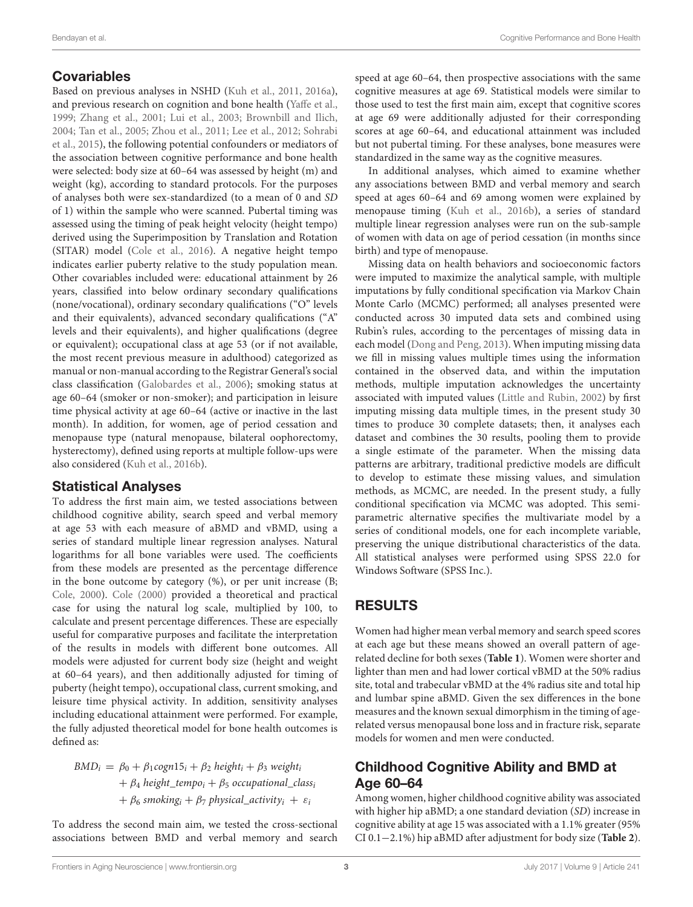## Covariables

Based on previous analyses in NSHD (Kuh et al., 2011, 2016a), and previous research on cognition and bone health (Yaffe et al., 1999; Zhang et al., 2001; Lui et al., 2003; Brownbill and Ilich, 2004; Tan et al., 2005; Zhou et al., 2011; Lee et al., 2012; Sohrabi et al., 2015), the following potential confounders or mediators of the association between cognitive performance and bone health were selected: body size at 60–64 was assessed by height (m) and weight (kg), according to standard protocols. For the purposes of analyses both were sex-standardized (to a mean of 0 and *SD* of 1) within the sample who were scanned. Pubertal timing was assessed using the timing of peak height velocity (height tempo) derived using the Superimposition by Translation and Rotation (SITAR) model (Cole et al., 2016). A negative height tempo indicates earlier puberty relative to the study population mean. Other covariables included were: educational attainment by 26 years, classified into below ordinary secondary qualifications (none/vocational), ordinary secondary qualifications ("O" levels and their equivalents), advanced secondary qualifications ("A" levels and their equivalents), and higher qualifications (degree or equivalent); occupational class at age 53 (or if not available, the most recent previous measure in adulthood) categorized as manual or non-manual according to the Registrar General's social class classification (Galobardes et al., 2006); smoking status at age 60–64 (smoker or non-smoker); and participation in leisure time physical activity at age 60–64 (active or inactive in the last month). In addition, for women, age of period cessation and menopause type (natural menopause, bilateral oophorectomy, hysterectomy), defined using reports at multiple follow-ups were also considered (Kuh et al., 2016b).

## Statistical Analyses

To address the first main aim, we tested associations between childhood cognitive ability, search speed and verbal memory at age 53 with each measure of aBMD and vBMD, using a series of standard multiple linear regression analyses. Natural logarithms for all bone variables were used. The coefficients from these models are presented as the percentage difference in the bone outcome by category (%), or per unit increase (B; Cole, 2000). Cole (2000) provided a theoretical and practical case for using the natural log scale, multiplied by 100, to calculate and present percentage differences. These are especially useful for comparative purposes and facilitate the interpretation of the results in models with different bone outcomes. All models were adjusted for current body size (height and weight at 60–64 years), and then additionally adjusted for timing of puberty (height tempo), occupational class, current smoking, and leisure time physical activity. In addition, sensitivity analyses including educational attainment were performed. For example, the fully adjusted theoretical model for bone health outcomes is defined as:

$$
\begin{aligned}
BMD_i = {} & \beta_0 + \beta_1 cogn15_i + \beta_2\, height_i + \beta_3\, weight_i \\
& + \beta_4\, height\_tempo_i + \beta_5\, occupational\_class_i \\
& + \beta_6\, smoking_i + \beta_7\, physical\_activity_i + \varepsilon_i
\end{aligned}
$$

To address the second main aim, we tested the cross-sectional associations between BMD and verbal memory and search speed at age 60–64, then prospective associations with the same cognitive measures at age 69. Statistical models were similar to those used to test the first main aim, except that cognitive scores at age 69 were additionally adjusted for their corresponding scores at age 60–64, and educational attainment was included but not pubertal timing. For these analyses, bone measures were standardized in the same way as the cognitive measures.

In additional analyses, which aimed to examine whether any associations between BMD and verbal memory and search speed at ages 60–64 and 69 among women were explained by menopause timing (Kuh et al., 2016b), a series of standard multiple linear regression analyses were run on the sub-sample of women with data on age of period cessation (in months since birth) and type of menopause.

Missing data on health behaviors and socioeconomic factors were imputed to maximize the analytical sample, with multiple imputations by fully conditional specification via Markov Chain Monte Carlo (MCMC) performed; all analyses presented were conducted across 30 imputed data sets and combined using Rubin's rules, according to the percentages of missing data in each model (Dong and Peng, 2013). When imputing missing data we fill in missing values multiple times using the information contained in the observed data, and within the imputation methods, multiple imputation acknowledges the uncertainty associated with imputed values (Little and Rubin, 2002) by first imputing missing data multiple times, in the present study 30 times to produce 30 complete datasets; then, it analyses each dataset and combines the 30 results, pooling them to provide a single estimate of the parameter. When the missing data patterns are arbitrary, traditional predictive models are difficult to develop to estimate these missing values, and simulation methods, as MCMC, are needed. In the present study, a fully conditional specification via MCMC was adopted. This semi-parametric alternative specifies the multivariate model by a series of conditional models, one for each incomplete variable, preserving the unique distributional characteristics of the data. All statistical analyses were performed using SPSS 22.0 for Windows Software (SPSS Inc.).

# RESULTS

Women had higher mean verbal memory and search speed scores at each age but these means showed an overall pattern of age-related decline for both sexes (**Table 1**). Women were shorter and lighter than men and had lower cortical vBMD at the 50% radius site, total and trabecular vBMD at the 4% radius site and total hip and lumbar spine aBMD. Given the sex differences in the bone measures and the known sexual dimorphism in the timing of age-related versus menopausal bone loss and in fracture risk, separate models for women and men were conducted.

## Childhood Cognitive Ability and BMD at Age 60–64

Among women, higher childhood cognitive ability was associated with higher hip aBMD; a one standard deviation (*SD*) increase in cognitive ability at age 15 was associated with a 1.1% greater (95% CI 0.1−2.1%) hip aBMD after adjustment for body size (**Table 2**).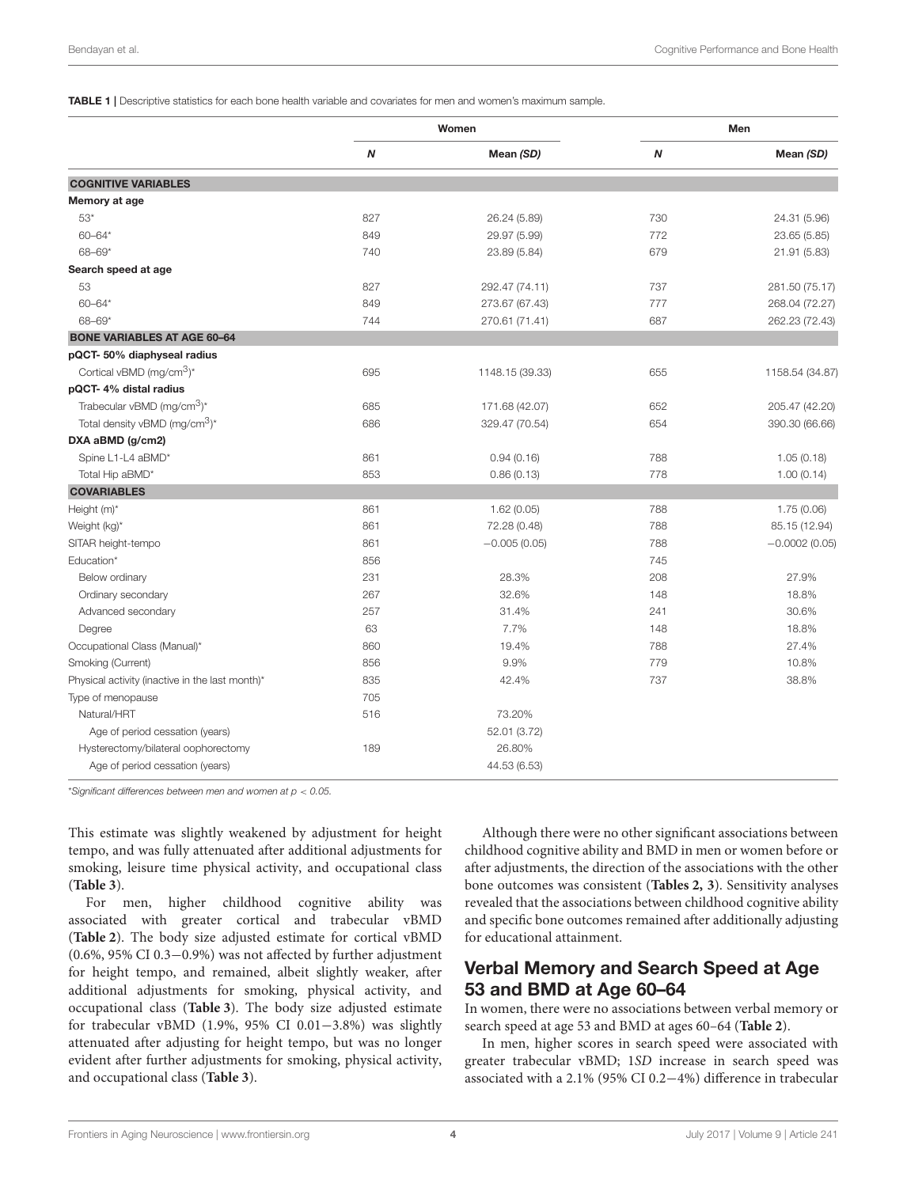**TABLE 1 |** Descriptive statistics for each bone health variable and covariates for men and women's maximum sample.

| | Women | | Men | |
|---|---|---|---|---|
| | ***N*** | **Mean *(SD)*** | ***N*** | **Mean *(SD)*** |
| **COGNITIVE VARIABLES** | | | | |
| **Memory at age** | | | | |
| 53* | 827 | 26.24 (5.89) | 730 | 24.31 (5.96) |
| 60–64* | 849 | 29.97 (5.99) | 772 | 23.65 (5.85) |
| 68–69* | 740 | 23.89 (5.84) | 679 | 21.91 (5.83) |
| **Search speed at age** | | | | |
| 53 | 827 | 292.47 (74.11) | 737 | 281.50 (75.17) |
| 60–64* | 849 | 273.67 (67.43) | 777 | 268.04 (72.27) |
| 68–69* | 744 | 270.61 (71.41) | 687 | 262.23 (72.43) |
| **BONE VARIABLES AT AGE 60–64** | | | | |
| **pQCT- 50% diaphyseal radius** | | | | |
| Cortical vBMD (mg/cm$^3$)* | 695 | 1148.15 (39.33) | 655 | 1158.54 (34.87) |
| **pQCT- 4% distal radius** | | | | |
| Trabecular vBMD (mg/cm$^3$)* | 685 | 171.68 (42.07) | 652 | 205.47 (42.20) |
| Total density vBMD (mg/cm$^3$)* | 686 | 329.47 (70.54) | 654 | 390.30 (66.66) |
| **DXA aBMD (g/cm2)** | | | | |
| Spine L1-L4 aBMD* | 861 | 0.94 (0.16) | 788 | 1.05 (0.18) |
| Total Hip aBMD* | 853 | 0.86 (0.13) | 778 | 1.00 (0.14) |
| **COVARIABLES** | | | | |
| Height (m)* | 861 | 1.62 (0.05) | 788 | 1.75 (0.06) |
| Weight (kg)* | 861 | 72.28 (0.48) | 788 | 85.15 (12.94) |
| SITAR height-tempo | 861 | −0.005 (0.05) | 788 | −0.0002 (0.05) |
| Education* | 856 | | 745 | |
| Below ordinary | 231 | 28.3% | 208 | 27.9% |
| Ordinary secondary | 267 | 32.6% | 148 | 18.8% |
| Advanced secondary | 257 | 31.4% | 241 | 30.6% |
| Degree | 63 | 7.7% | 148 | 18.8% |
| Occupational Class (Manual)* | 860 | 19.4% | 788 | 27.4% |
| Smoking (Current) | 856 | 9.9% | 779 | 10.8% |
| Physical activity (inactive in the last month)* | 835 | 42.4% | 737 | 38.8% |
| Type of menopause | 705 | | | |
| Natural/HRT | 516 | 73.20% | | |
| Age of period cessation (years) | | 52.01 (3.72) | | |
| Hysterectomy/bilateral oophorectomy | 189 | 26.80% | | |
| Age of period cessation (years) | | 44.53 (6.53) | | |

*Significant differences between men and women at $p < 0.05$.

This estimate was slightly weakened by adjustment for height tempo, and was fully attenuated after additional adjustments for smoking, leisure time physical activity, and occupational class (**Table 3**).

For men, higher childhood cognitive ability was associated with greater cortical and trabecular vBMD (**Table 2**). The body size adjusted estimate for cortical vBMD (0.6%, 95% CI 0.3−0.9%) was not affected by further adjustment for height tempo, and remained, albeit slightly weaker, after additional adjustments for smoking, physical activity, and occupational class (**Table 3**). The body size adjusted estimate for trabecular vBMD (1.9%, 95% CI 0.01−3.8%) was slightly attenuated after adjusting for height tempo, but was no longer evident after further adjustments for smoking, physical activity, and occupational class (**Table 3**).

Although there were no other significant associations between childhood cognitive ability and BMD in men or women before or after adjustments, the direction of the associations with the other bone outcomes was consistent (**Tables 2, 3**). Sensitivity analyses revealed that the associations between childhood cognitive ability and specific bone outcomes remained after additionally adjusting for educational attainment.

## Verbal Memory and Search Speed at Age 53 and BMD at Age 60–64

In women, there were no associations between verbal memory or search speed at age 53 and BMD at ages 60–64 (**Table 2**).

In men, higher scores in search speed were associated with greater trabecular vBMD; 1*SD* increase in search speed was associated with a 2.1% (95% CI 0.2−4%) difference in trabecular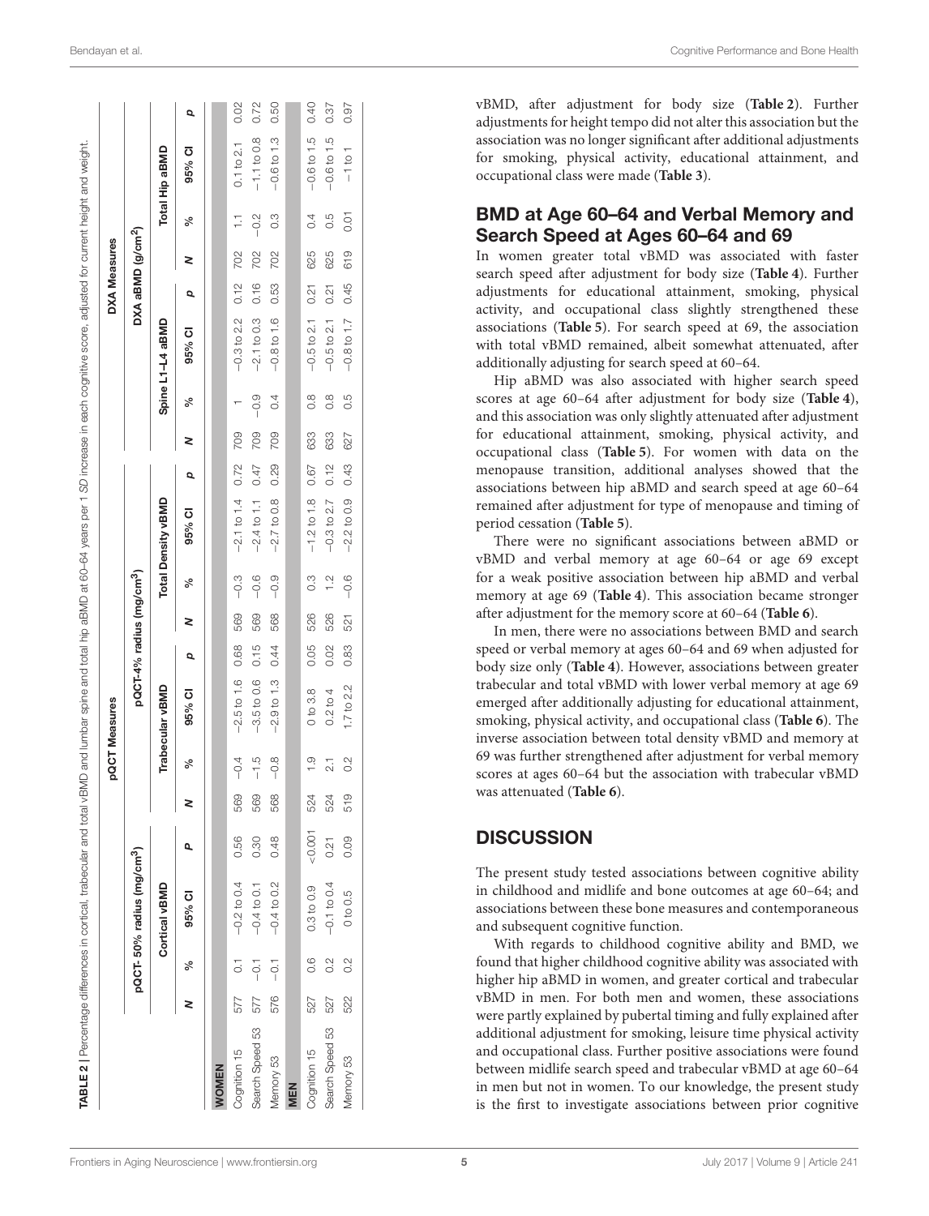**TABLE 2** | Percentage differences in cortical, trabecular and total vBMD and lumbar spine and total hip aBMD at 60–64 years per 1 *SD* increase in each cognitive score, adjusted for current height and weight.

| | pQCT Measures | | | | | | | | | | | | DXA Measures | | | | | | | |
|---|---|---|---|---|---|---|---|---|---|---|---|---|---|---|---|---|---|---|---|---|
| | pQCT- 50% radius (mg/cm³) | | | | pQCT-4% radius (mg/cm³) | | | | | | | | DXA aBMD (g/cm²) | | | | | | | |
| | Cortical vBMD | | | | Trabecular vBMD | | | | Total Density vBMD | | | | Spine L1–L4 aBMD | | | | Total Hip aBMD | | | |
| | N | % | 95% CI | p | N | % | 95% CI | p | N | % | 95% CI | p | N | % | 95% CI | p | N | % | 95% CI | p |
| **WOMEN** | | | | | | | | | | | | | | | | | | | | |
| Cognition 15 | 577 | 0.1 | −0.2 to 0.4 | 0.56 | 569 | −0.4 | −2.5 to 1.6 | 0.68 | 569 | −0.3 | −2.1 to 1.4 | 0.72 | 709 | 1 | −0.3 to 2.2 | 0.12 | 702 | 1.1 | 0.1 to 2.1 | 0.02 |
| Search Speed 53 | 577 | −0.1 | −0.4 to 0.1 | 0.30 | 569 | −1.5 | −3.5 to 0.6 | 0.15 | 569 | −0.6 | −2.4 to 1.1 | 0.47 | 709 | −0.9 | −2.1 to 0.3 | 0.16 | 702 | −0.2 | −1.1 to 0.8 | 0.72 |
| Memory 53 | 576 | −0.1 | −0.4 to 0.2 | 0.48 | 568 | −0.8 | −2.9 to 1.3 | 0.44 | 568 | −0.9 | −2.7 to 0.8 | 0.29 | 709 | 0.4 | −0.8 to 1.6 | 0.53 | 702 | 0.3 | −0.6 to 1.3 | 0.50 |
| **MEN** | | | | | | | | | | | | | | | | | | | | |
| Cognition 15 | 527 | 0.6 | 0.3 to 0.9 | <0.001 | 524 | 1.9 | 0 to 3.8 | 0.05 | 526 | 0.3 | −1.2 to 1.8 | 0.67 | 633 | 0.8 | −0.5 to 2.1 | 0.21 | 625 | 0.4 | −0.6 to 1.5 | 0.40 |
| Search Speed 53 | 527 | 0.2 | −0.1 to 0.4 | 0.21 | 524 | 2.1 | 0.2 to 4 | 0.02 | 526 | 1.2 | −0.3 to 2.7 | 0.12 | 633 | 0.8 | −0.5 to 2.1 | 0.21 | 625 | 0.5 | −0.6 to 1.5 | 0.37 |
| Memory 53 | 522 | 0.2 | 0 to 0.5 | 0.09 | 519 | 0.2 | 1.7 to 2.2 | 0.83 | 521 | −0.6 | −2.2 to 0.9 | 0.43 | 627 | 0.5 | −0.8 to 1.7 | 0.45 | 619 | 0.01 | −1 to 1 | 0.97 |

vBMD, after adjustment for body size (**Table 2**). Further adjustments for height tempo did not alter this association but the association was no longer significant after additional adjustments for smoking, physical activity, educational attainment, and occupational class were made (**Table 3**).

## BMD at Age 60–64 and Verbal Memory and Search Speed at Ages 60–64 and 69

In women greater total vBMD was associated with faster search speed after adjustment for body size (**Table 4**). Further adjustments for educational attainment, smoking, physical activity, and occupational class slightly strengthened these associations (**Table 5**). For search speed at 69, the association with total vBMD remained, albeit somewhat attenuated, after additionally adjusting for search speed at 60–64.

Hip aBMD was also associated with higher search speed scores at age 60–64 after adjustment for body size (**Table 4**), and this association was only slightly attenuated after adjustment for educational attainment, smoking, physical activity, and occupational class (**Table 5**). For women with data on the menopause transition, additional analyses showed that the associations between hip aBMD and search speed at age 60–64 remained after adjustment for type of menopause and timing of period cessation (**Table 5**).

There were no significant associations between aBMD or vBMD and verbal memory at age 60–64 or age 69 except for a weak positive association between hip aBMD and verbal memory at age 69 (**Table 4**). This association became stronger after adjustment for the memory score at 60–64 (**Table 6**).

In men, there were no associations between BMD and search speed or verbal memory at ages 60–64 and 69 when adjusted for body size only (**Table 4**). However, associations between greater trabecular and total vBMD with lower verbal memory at age 69 emerged after additionally adjusting for educational attainment, smoking, physical activity, and occupational class (**Table 6**). The inverse association between total density vBMD and memory at 69 was further strengthened after adjustment for verbal memory scores at ages 60–64 but the association with trabecular vBMD was attenuated (**Table 6**).

## DISCUSSION

The present study tested associations between cognitive ability in childhood and midlife and bone outcomes at age 60–64; and associations between these bone measures and contemporaneous and subsequent cognitive function.

With regards to childhood cognitive ability and BMD, we found that higher childhood cognitive ability was associated with higher hip aBMD in women, and greater cortical and trabecular vBMD in men. For both men and women, these associations were partly explained by pubertal timing and fully explained after additional adjustment for smoking, leisure time physical activity and occupational class. Further positive associations were found between midlife search speed and trabecular vBMD at age 60–64 in men but not in women. To our knowledge, the present study is the first to investigate associations between prior cognitive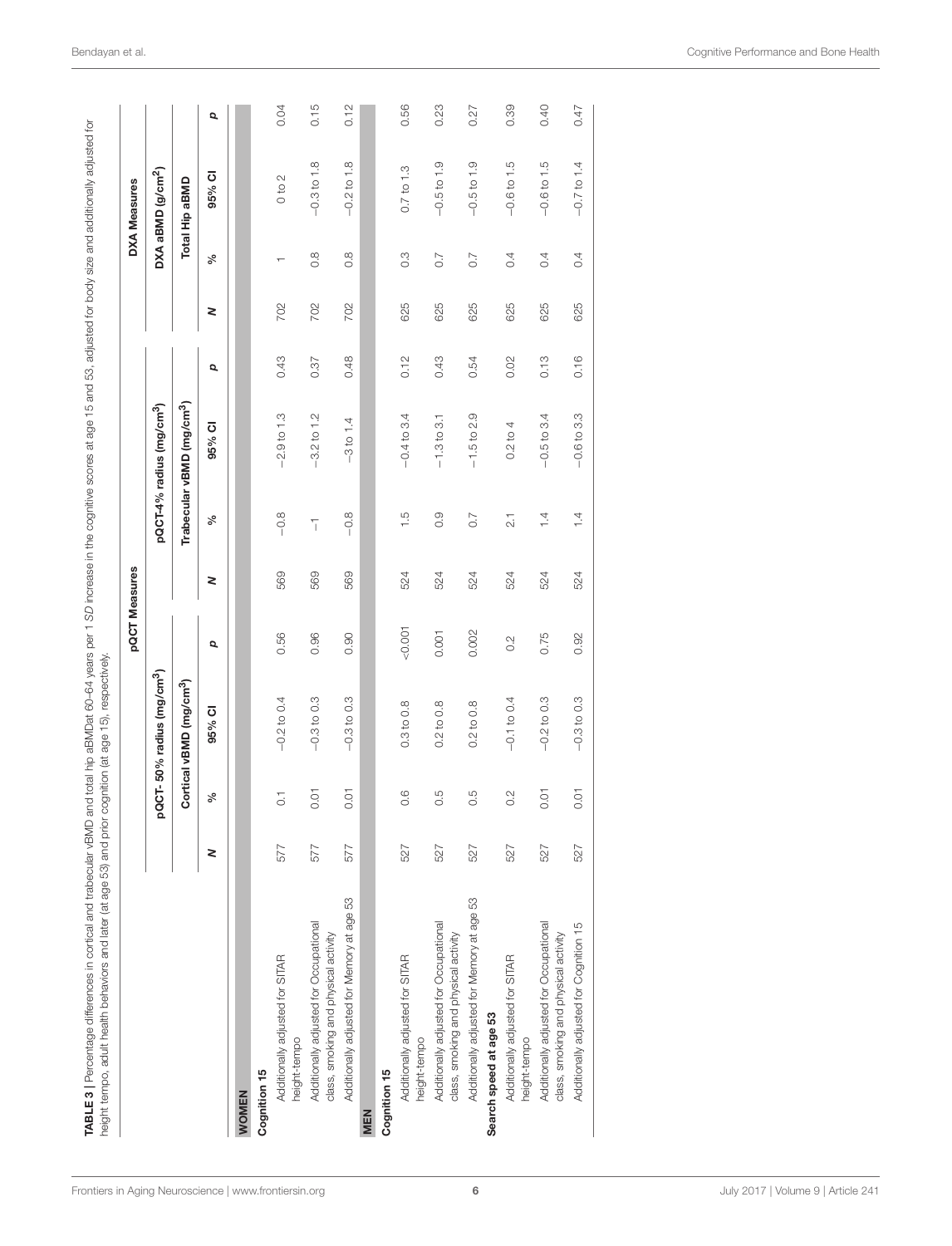**TABLE 3 |** Percentage differences in cortical and trabecular vBMD and total hip aBMDat 60–64 years per 1 *SD* increase in the cognitive scores at age 15 and 53, adjusted for body size and additionally adjusted for height tempo, adult health behaviors and later (at age 53) and prior cognition (at age 15), respectively.

| | pQCT Measures | | | | | | | | DXA Measures | | | |
|---|---|---|---|---|---|---|---|---|---|---|---|---|
| | pQCT- 50% radius (mg/cm$^3$) | | | | pQCT-4% radius (mg/cm$^3$) | | | | DXA aBMD (g/cm$^2$) | | | |
| | Cortical vBMD (mg/cm$^3$) | | | | Trabecular vBMD (mg/cm$^3$) | | | | Total Hip aBMD | | | |
| | *N* | % | 95% CI | *p* | *N* | % | 95% CI | *p* | *N* | % | 95% CI | *p* |
| **WOMEN** | | | | | | | | | | | | |
| **Cognition 15** | | | | | | | | | | | | |
| Additionally adjusted for SITAR height-tempo | 577 | 0.1 | −0.2 to 0.4 | 0.56 | 569 | −0.8 | −2.9 to 1.3 | 0.43 | 702 | 1 | 0 to 2 | 0.04 |
| Additionally adjusted for Occupational class, smoking and physical activity | 577 | 0.01 | −0.3 to 0.3 | 0.96 | 569 | −1 | −3.2 to 1.2 | 0.37 | 702 | 0.8 | −0.3 to 1.8 | 0.15 |
| Additionally adjusted for Memory at age 53 | 577 | 0.01 | −0.3 to 0.3 | 0.90 | 569 | −0.8 | −3 to 1.4 | 0.48 | 702 | 0.8 | −0.2 to 1.8 | 0.12 |
| **MEN** | | | | | | | | | | | | |
| **Cognition 15** | | | | | | | | | | | | |
| Additionally adjusted for SITAR height-tempo | 527 | 0.6 | 0.3 to 0.8 | <0.001 | 524 | 1.5 | −0.4 to 3.4 | 0.12 | 625 | 0.3 | 0.7 to 1.3 | 0.56 |
| Additionally adjusted for Occupational class, smoking and physical activity | 527 | 0.5 | 0.2 to 0.8 | 0.001 | 524 | 0.9 | −1.3 to 3.1 | 0.43 | 625 | 0.7 | −0.5 to 1.9 | 0.23 |
| Additionally adjusted for Memory at age 53 | 527 | 0.5 | 0.2 to 0.8 | 0.002 | 524 | 0.7 | −1.5 to 2.9 | 0.54 | 625 | 0.7 | −0.5 to 1.9 | 0.27 |
| **Search speed at age 53** | | | | | | | | | | | | |
| Additionally adjusted for SITAR height-tempo | 527 | 0.2 | −0.1 to 0.4 | 0.2 | 524 | 2.1 | 0.2 to 4 | 0.02 | 625 | 0.4 | −0.6 to 1.5 | 0.39 |
| Additionally adjusted for Occupational class, smoking and physical activity | 527 | 0.01 | −0.2 to 0.3 | 0.75 | 524 | 1.4 | −0.5 to 3.4 | 0.13 | 625 | 0.4 | −0.6 to 1.5 | 0.40 |
| Additionally adjusted for Cognition 15 | 527 | 0.01 | −0.3 to 0.3 | 0.92 | 524 | 1.4 | −0.6 to 3.3 | 0.16 | 625 | 0.4 | −0.7 to 1.4 | 0.47 |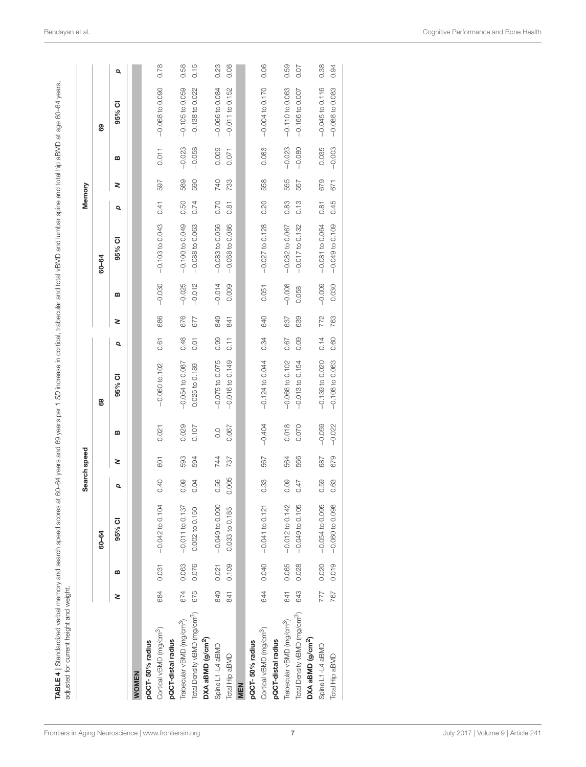**TABLE 4 |** Standardized verbal memory and search speed scores at 60–64 years and 69 years per 1 *SD* increase in cortical, trabecular and total vBMD and lumbar spine and total hip aBMD at age 60–64 years, adjusted for current height and weight.

| | Search speed | | | | | | | | Memory | | | | | | | |
|---|---|---|---|---|---|---|---|---|---|---|---|---|---|---|---|---|
| | 60–64 | | | | 69 | | | | 60–64 | | | | 69 | | | |
| | *N* | B | 95% CI | *p* | *N* | B | 95% CI | *p* | *N* | B | 95% CI | *p* | *N* | B | 95% CI | *p* |
| **WOMEN** | | | | | | | | | | | | | | | | |
| **pQCT- 50% radius** | | | | | | | | | | | | | | | | |
| Cortical vBMD ($mg/cm^3$) | 684 | 0.031 | −0.042 to 0.104 | 0.40 | 601 | 0.021 | −0.060 to.102 | 0.61 | 686 | −0.030 | −0.103 to 0.043 | 0.41 | 597 | 0.011 | −0.068 to 0.090 | 0.78 |
| **pQCT-distal radius** | | | | | | | | | | | | | | | | |
| Trabecular vBMD ($mg/cm^3$) | 674 | 0.063 | −0.011 to 0.137 | 0.09 | 593 | 0.029 | −0.054 to 0.087 | 0.48 | 676 | −0.025 | −0.100 to 0.049 | 0.50 | 589 | −0.023 | −0.105 to 0.059 | 0.58 |
| Total Density vBMD ($mg/cm^3$) | 675 | 0.076 | 0.002 to 0.150 | 0.04 | 594 | 0.107 | 0.025 to 0.189 | 0.01 | 677 | −0.012 | −0.088 to 0.063 | 0.74 | 590 | −0.058 | −0.138 to 0.022 | 0.15 |
| **DXA aBMD ($g/cm^2$)** | | | | | | | | | | | | | | | | |
| Spine L1-L4 aBMD | 849 | 0.021 | −0.049 to 0.090 | 0.56 | 744 | 0.0 | −0.075 to 0.075 | 0.99 | 849 | −0.014 | −0.083 to 0.056 | 0.70 | 740 | 0.009 | −0.066 to 0.084 | 0.23 |
| Total Hip aBMD | 841 | 0.109 | 0.033 to 0.185 | 0.005 | 737 | 0.067 | −0.016 to 0.149 | 0.11 | 841 | 0.009 | −0.068 to 0.086 | 0.81 | 733 | 0.071 | −0.011 to 0.152 | 0.08 |
| **MEN** | | | | | | | | | | | | | | | | |
| **pQCT- 50% radius** | | | | | | | | | | | | | | | | |
| Cortical vBMD ($mg/cm^3$) | 644 | 0.040 | −0.041 to 0.121 | 0.33 | 567 | −0.404 | −0.124 to 0.044 | 0.34 | 640 | 0.051 | −0.027 to 0.128 | 0.20 | 558 | 0.083 | −0.004 to 0.170 | 0.06 |
| **pQCT-distal radius** | | | | | | | | | | | | | | | | |
| Trabecular vBMD ($mg/cm^3$) | 641 | 0.065 | −0.012 to 0.142 | 0.09 | 564 | 0.018 | −0.066 to 0.102 | 0.67 | 637 | −0.008 | −0.082 to 0.067 | 0.83 | 555 | −0.023 | −0.110 to 0.063 | 0.59 |
| Total Density vBMD ($mg/cm^3$) | 643 | 0.028 | −0.049 to 0.105 | 0.47 | 566 | 0.070 | −0.013 to 0.154 | 0.09 | 639 | 0.058 | −0.017 to 0.132 | 0.13 | 557 | −0.080 | −0.166 to 0.007 | 0.07 |
| **DXA aBMD ($g/cm^2$)** | | | | | | | | | | | | | | | | |
| Spine L1-L4 aBMD | 777 | 0.020 | −0.054 to 0.095 | 0.59 | 687 | −0.059 | −0.139 to 0.020 | 0.14 | 772 | −0.009 | −0.081 to 0.064 | 0.81 | 679 | 0.035 | −0.045 to 0.116 | 0.38 |
| Total Hip aBMD | 767 | 0.019 | −0.060 to 0.098 | 0.63 | 679 | −0.022 | −0.108 to 0.063 | 0.60 | 763 | 0.030 | −0.049 to 0.109 | 0.45 | 671 | −0.003 | −0.088 to 0.083 | 0.94 |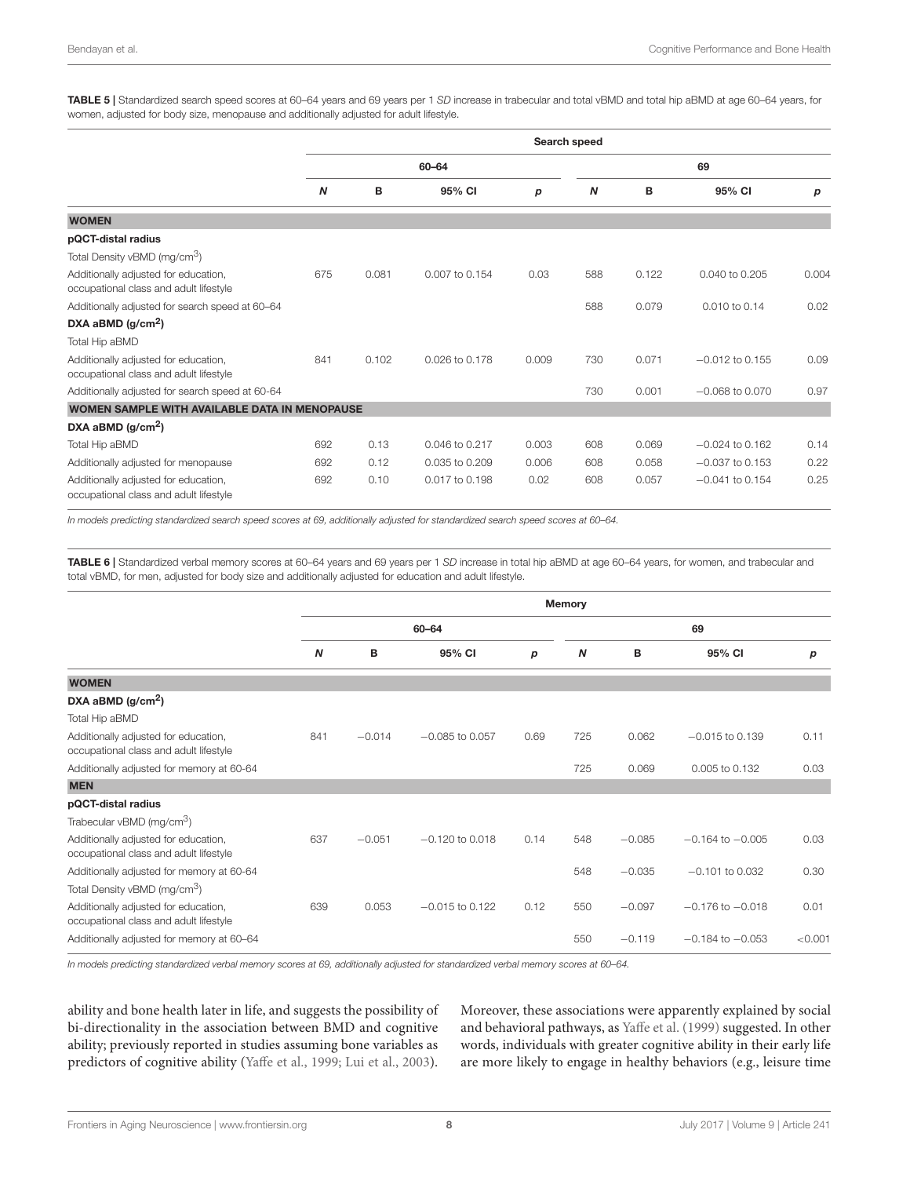**TABLE 5 |** Standardized search speed scores at 60–64 years and 69 years per 1 *SD* increase in trabecular and total vBMD and total hip aBMD at age 60–64 years, for women, adjusted for body size, menopause and additionally adjusted for adult lifestyle.

| | Search speed | | | | | | | |
|---|---|---|---|---|---|---|---|---|
| | 60–64 | | | | 69 | | | |
| | ***N*** | **B** | **95% CI** | ***p*** | ***N*** | **B** | **95% CI** | ***p*** |
| **WOMEN** | | | | | | | | |
| **pQCT-distal radius** | | | | | | | | |
| Total Density vBMD (mg/cm$^3$) | | | | | | | | |
| Additionally adjusted for education, occupational class and adult lifestyle | 675 | 0.081 | 0.007 to 0.154 | 0.03 | 588 | 0.122 | 0.040 to 0.205 | 0.004 |
| Additionally adjusted for search speed at 60–64 | | | | | 588 | 0.079 | 0.010 to 0.14 | 0.02 |
| **DXA aBMD (g/cm$^2$)** | | | | | | | | |
| Total Hip aBMD | | | | | | | | |
| Additionally adjusted for education, occupational class and adult lifestyle | 841 | 0.102 | 0.026 to 0.178 | 0.009 | 730 | 0.071 | −0.012 to 0.155 | 0.09 |
| Additionally adjusted for search speed at 60-64 | | | | | 730 | 0.001 | −0.068 to 0.070 | 0.97 |
| **WOMEN SAMPLE WITH AVAILABLE DATA IN MENOPAUSE** | | | | | | | | |
| **DXA aBMD (g/cm$^2$)** | | | | | | | | |
| Total Hip aBMD | 692 | 0.13 | 0.046 to 0.217 | 0.003 | 608 | 0.069 | −0.024 to 0.162 | 0.14 |
| Additionally adjusted for menopause | 692 | 0.12 | 0.035 to 0.209 | 0.006 | 608 | 0.058 | −0.037 to 0.153 | 0.22 |
| Additionally adjusted for education, occupational class and adult lifestyle | 692 | 0.10 | 0.017 to 0.198 | 0.02 | 608 | 0.057 | −0.041 to 0.154 | 0.25 |

*In models predicting standardized search speed scores at 69, additionally adjusted for standardized search speed scores at 60–64.*

**TABLE 6 |** Standardized verbal memory scores at 60–64 years and 69 years per 1 *SD* increase in total hip aBMD at age 60–64 years, for women, and trabecular and total vBMD, for men, adjusted for body size and additionally adjusted for education and adult lifestyle.

| | Memory | | | | | | | |
|---|---|---|---|---|---|---|---|---|
| | 60–64 | | | | 69 | | | |
| | ***N*** | **B** | **95% CI** | ***p*** | ***N*** | **B** | **95% CI** | ***p*** |
| **WOMEN** | | | | | | | | |
| **DXA aBMD (g/cm$^2$)** | | | | | | | | |
| Total Hip aBMD | | | | | | | | |
| Additionally adjusted for education, occupational class and adult lifestyle | 841 | −0.014 | −0.085 to 0.057 | 0.69 | 725 | 0.062 | −0.015 to 0.139 | 0.11 |
| Additionally adjusted for memory at 60-64 | | | | | 725 | 0.069 | 0.005 to 0.132 | 0.03 |
| **MEN** | | | | | | | | |
| **pQCT-distal radius** | | | | | | | | |
| Trabecular vBMD (mg/cm$^3$) | | | | | | | | |
| Additionally adjusted for education, occupational class and adult lifestyle | 637 | −0.051 | −0.120 to 0.018 | 0.14 | 548 | −0.085 | −0.164 to −0.005 | 0.03 |
| Additionally adjusted for memory at 60-64 | | | | | 548 | −0.035 | −0.101 to 0.032 | 0.30 |
| Total Density vBMD (mg/cm$^3$) | | | | | | | | |
| Additionally adjusted for education, occupational class and adult lifestyle | 639 | 0.053 | −0.015 to 0.122 | 0.12 | 550 | −0.097 | −0.176 to −0.018 | 0.01 |
| Additionally adjusted for memory at 60–64 | | | | | 550 | −0.119 | −0.184 to −0.053 | <0.001 |

*In models predicting standardized verbal memory scores at 69, additionally adjusted for standardized verbal memory scores at 60–64.*

ability and bone health later in life, and suggests the possibility of bi-directionality in the association between BMD and cognitive ability; previously reported in studies assuming bone variables as predictors of cognitive ability (Yaffe et al., 1999; Lui et al., 2003). Moreover, these associations were apparently explained by social and behavioral pathways, as Yaffe et al. (1999) suggested. In other words, individuals with greater cognitive ability in their early life are more likely to engage in healthy behaviors (e.g., leisure time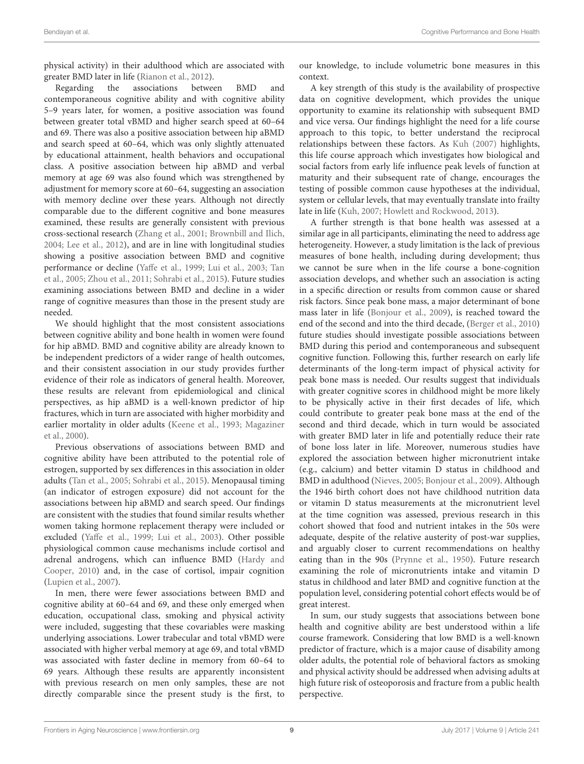physical activity) in their adulthood which are associated with greater BMD later in life (Rianon et al., 2012).

Regarding the associations between BMD and contemporaneous cognitive ability and with cognitive ability 5–9 years later, for women, a positive association was found between greater total vBMD and higher search speed at 60–64 and 69. There was also a positive association between hip aBMD and search speed at 60–64, which was only slightly attenuated by educational attainment, health behaviors and occupational class. A positive association between hip aBMD and verbal memory at age 69 was also found which was strengthened by adjustment for memory score at 60–64, suggesting an association with memory decline over these years. Although not directly comparable due to the different cognitive and bone measures examined, these results are generally consistent with previous cross-sectional research (Zhang et al., 2001; Brownbill and Ilich, 2004; Lee et al., 2012), and are in line with longitudinal studies showing a positive association between BMD and cognitive performance or decline (Yaffe et al., 1999; Lui et al., 2003; Tan et al., 2005; Zhou et al., 2011; Sohrabi et al., 2015). Future studies examining associations between BMD and decline in a wider range of cognitive measures than those in the present study are needed.

We should highlight that the most consistent associations between cognitive ability and bone health in women were found for hip aBMD. BMD and cognitive ability are already known to be independent predictors of a wider range of health outcomes, and their consistent association in our study provides further evidence of their role as indicators of general health. Moreover, these results are relevant from epidemiological and clinical perspectives, as hip aBMD is a well-known predictor of hip fractures, which in turn are associated with higher morbidity and earlier mortality in older adults (Keene et al., 1993; Magaziner et al., 2000).

Previous observations of associations between BMD and cognitive ability have been attributed to the potential role of estrogen, supported by sex differences in this association in older adults (Tan et al., 2005; Sohrabi et al., 2015). Menopausal timing (an indicator of estrogen exposure) did not account for the associations between hip aBMD and search speed. Our findings are consistent with the studies that found similar results whether women taking hormone replacement therapy were included or excluded (Yaffe et al., 1999; Lui et al., 2003). Other possible physiological common cause mechanisms include cortisol and adrenal androgens, which can influence BMD (Hardy and Cooper, 2010) and, in the case of cortisol, impair cognition (Lupien et al., 2007).

In men, there were fewer associations between BMD and cognitive ability at 60–64 and 69, and these only emerged when education, occupational class, smoking and physical activity were included, suggesting that these covariables were masking underlying associations. Lower trabecular and total vBMD were associated with higher verbal memory at age 69, and total vBMD was associated with faster decline in memory from 60–64 to 69 years. Although these results are apparently inconsistent with previous research on men only samples, these are not directly comparable since the present study is the first, to our knowledge, to include volumetric bone measures in this context.

A key strength of this study is the availability of prospective data on cognitive development, which provides the unique opportunity to examine its relationship with subsequent BMD and vice versa. Our findings highlight the need for a life course approach to this topic, to better understand the reciprocal relationships between these factors. As Kuh (2007) highlights, this life course approach which investigates how biological and social factors from early life influence peak levels of function at maturity and their subsequent rate of change, encourages the testing of possible common cause hypotheses at the individual, system or cellular levels, that may eventually translate into frailty late in life (Kuh, 2007; Howlett and Rockwood, 2013).

A further strength is that bone health was assessed at a similar age in all participants, eliminating the need to address age heterogeneity. However, a study limitation is the lack of previous measures of bone health, including during development; thus we cannot be sure when in the life course a bone-cognition association develops, and whether such an association is acting in a specific direction or results from common cause or shared risk factors. Since peak bone mass, a major determinant of bone mass later in life (Bonjour et al., 2009), is reached toward the end of the second and into the third decade, (Berger et al., 2010) future studies should investigate possible associations between BMD during this period and contemporaneous and subsequent cognitive function. Following this, further research on early life determinants of the long-term impact of physical activity for peak bone mass is needed. Our results suggest that individuals with greater cognitive scores in childhood might be more likely to be physically active in their first decades of life, which could contribute to greater peak bone mass at the end of the second and third decade, which in turn would be associated with greater BMD later in life and potentially reduce their rate of bone loss later in life. Moreover, numerous studies have explored the association between higher micronutrient intake (e.g., calcium) and better vitamin D status in childhood and BMD in adulthood (Nieves, 2005; Bonjour et al., 2009). Although the 1946 birth cohort does not have childhood nutrition data or vitamin D status measurements at the micronutrient level at the time cognition was assessed, previous research in this cohort showed that food and nutrient intakes in the 50s were adequate, despite of the relative austerity of post-war supplies, and arguably closer to current recommendations on healthy eating than in the 90s (Prynne et al., 1950). Future research examining the role of micronutrients intake and vitamin D status in childhood and later BMD and cognitive function at the population level, considering potential cohort effects would be of great interest.

In sum, our study suggests that associations between bone health and cognitive ability are best understood within a life course framework. Considering that low BMD is a well-known predictor of fracture, which is a major cause of disability among older adults, the potential role of behavioral factors as smoking and physical activity should be addressed when advising adults at high future risk of osteoporosis and fracture from a public health perspective.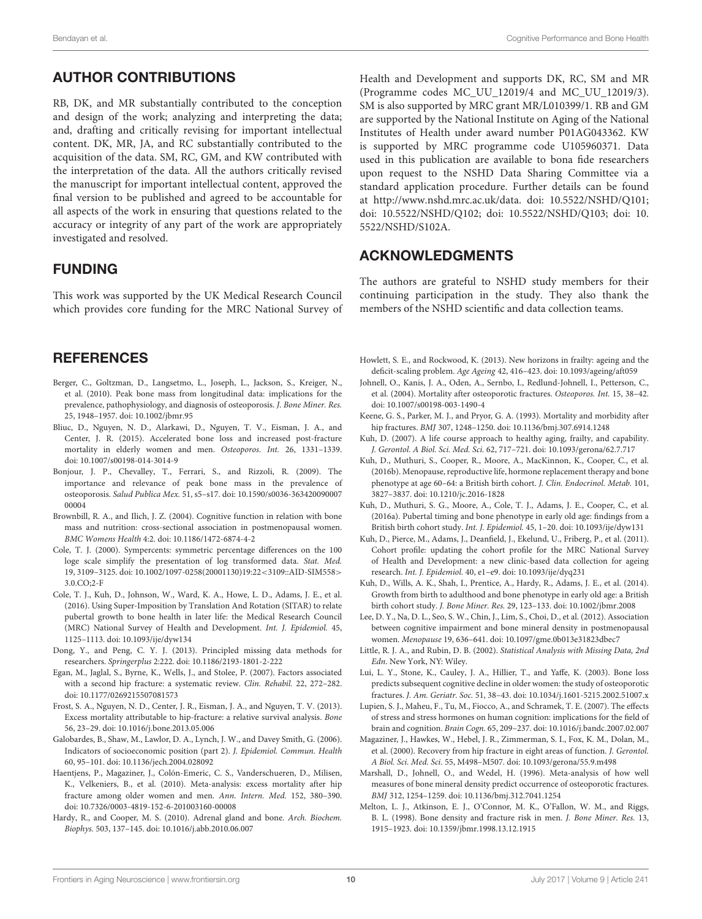## AUTHOR CONTRIBUTIONS

RB, DK, and MR substantially contributed to the conception and design of the work; analyzing and interpreting the data; and, drafting and critically revising for important intellectual content. DK, MR, JA, and RC substantially contributed to the acquisition of the data. SM, RC, GM, and KW contributed with the interpretation of the data. All the authors critically revised the manuscript for important intellectual content, approved the final version to be published and agreed to be accountable for all aspects of the work in ensuring that questions related to the accuracy or integrity of any part of the work are appropriately investigated and resolved.

## FUNDING

This work was supported by the UK Medical Research Council which provides core funding for the MRC National Survey of Health and Development and supports DK, RC, SM and MR (Programme codes MC_UU_12019/4 and MC_UU_12019/3). SM is also supported by MRC grant MR/L010399/1. RB and GM are supported by the National Institute on Aging of the National Institutes of Health under award number P01AG043362. KW is supported by MRC programme code U105960371. Data used in this publication are available to bona fide researchers upon request to the NSHD Data Sharing Committee via a standard application procedure. Further details can be found at http://www.nshd.mrc.ac.uk/data. doi: 10.5522/NSHD/Q101; doi: 10.5522/NSHD/Q102; doi: 10.5522/NSHD/Q103; doi: 10.5522/NSHD/S102A.

## ACKNOWLEDGMENTS

The authors are grateful to NSHD study members for their continuing participation in the study. They also thank the members of the NSHD scientific and data collection teams.

## REFERENCES

Berger, C., Goltzman, D., Langsetmo, L., Joseph, L., Jackson, S., Kreiger, N., et al. (2010). Peak bone mass from longitudinal data: implications for the prevalence, pathophysiology, and diagnosis of osteoporosis. *J. Bone Miner. Res.* 25, 1948–1957. doi: 10.1002/jbmr.95

Bliuc, D., Nguyen, N. D., Alarkawi, D., Nguyen, T. V., Eisman, J. A., and Center, J. R. (2015). Accelerated bone loss and increased post-fracture mortality in elderly women and men. *Osteoporos. Int.* 26, 1331–1339. doi: 10.1007/s00198-014-3014-9

Bonjour, J. P., Chevalley, T., Ferrari, S., and Rizzoli, R. (2009). The importance and relevance of peak bone mass in the prevalence of osteoporosis. *Salud Publica Mex.* 51, s5–s17. doi: 10.1590/s0036-36342009000700004

Brownbill, R. A., and Ilich, J. Z. (2004). Cognitive function in relation with bone mass and nutrition: cross-sectional association in postmenopausal women. *BMC Womens Health* 4:2. doi: 10.1186/1472-6874-4-2

Cole, T. J. (2000). Sympercents: symmetric percentage differences on the 100 loge scale simplify the presentation of log transformed data. *Stat. Med.* 19, 3109–3125. doi: 10.1002/1097-0258(20001130)19:22<3109::AID-SIM558>3.0.CO;2-F

Cole, T. J., Kuh, D., Johnson, W., Ward, K. A., Howe, L. D., Adams, J. E., et al. (2016). Using Super-Imposition by Translation And Rotation (SITAR) to relate pubertal growth to bone health in later life: the Medical Research Council (MRC) National Survey of Health and Development. *Int. J. Epidemiol.* 45, 1125–1113. doi: 10.1093/ije/dyw134

Dong, Y., and Peng, C. Y. J. (2013). Principled missing data methods for researchers. *Springerplus* 2:222. doi: 10.1186/2193-1801-2-222

Egan, M., Jaglal, S., Byrne, K., Wells, J., and Stolee, P. (2007). Factors associated with a second hip fracture: a systematic review. *Clin. Rehabil.* 22, 272–282. doi: 10.1177/0269215507081573

Frost, S. A., Nguyen, N. D., Center, J. R., Eisman, J. A., and Nguyen, T. V. (2013). Excess mortality attributable to hip-fracture: a relative survival analysis. *Bone* 56, 23–29. doi: 10.1016/j.bone.2013.05.006

Galobardes, B., Shaw, M., Lawlor, D. A., Lynch, J. W., and Davey Smith, G. (2006). Indicators of socioeconomic position (part 2). *J. Epidemiol. Commun. Health* 60, 95–101. doi: 10.1136/jech.2004.028092

Haentjens, P., Magaziner, J., Colón-Emeric, C. S., Vanderschueren, D., Milisen, K., Velkeniers, B., et al. (2010). Meta-analysis: excess mortality after hip fracture among older women and men. *Ann. Intern. Med.* 152, 380–390. doi: 10.7326/0003-4819-152-6-201003160-00008

Hardy, R., and Cooper, M. S. (2010). Adrenal gland and bone. *Arch. Biochem. Biophys.* 503, 137–145. doi: 10.1016/j.abb.2010.06.007

Howlett, S. E., and Rockwood, K. (2013). New horizons in frailty: ageing and the deficit-scaling problem. *Age Ageing* 42, 416–423. doi: 10.1093/ageing/aft059

Johnell, O., Kanis, J. A., Oden, A., Sernbo, I., Redlund-Johnell, I., Petterson, C., et al. (2004). Mortality after osteoporotic fractures. *Osteoporos. Int.* 15, 38–42. doi: 10.1007/s00198-003-1490-4

Keene, G. S., Parker, M. J., and Pryor, G. A. (1993). Mortality and morbidity after hip fractures. *BMJ* 307, 1248–1250. doi: 10.1136/bmj.307.6914.1248

Kuh, D. (2007). A life course approach to healthy aging, frailty, and capability. *J. Gerontol. A Biol. Sci. Med. Sci.* 62, 717–721. doi: 10.1093/gerona/62.7.717

Kuh, D., Muthuri, S., Cooper, R., Moore, A., MacKinnon, K., Cooper, C., et al. (2016b). Menopause, reproductive life, hormone replacement therapy and bone phenotype at age 60–64: a British birth cohort. *J. Clin. Endocrinol. Metab.* 101, 3827–3837. doi: 10.1210/jc.2016-1828

Kuh, D., Muthuri, S. G., Moore, A., Cole, T. J., Adams, J. E., Cooper, C., et al. (2016a). Pubertal timing and bone phenotype in early old age: findings from a British birth cohort study. *Int. J. Epidemiol.* 45, 1–20. doi: 10.1093/ije/dyw131

Kuh, D., Pierce, M., Adams, J., Deanfield, J., Ekelund, U., Friberg, P., et al. (2011). Cohort profile: updating the cohort profile for the MRC National Survey of Health and Development: a new clinic-based data collection for ageing research. *Int. J. Epidemiol.* 40, e1–e9. doi: 10.1093/ije/dyq231

Kuh, D., Wills, A. K., Shah, I., Prentice, A., Hardy, R., Adams, J. E., et al. (2014). Growth from birth to adulthood and bone phenotype in early old age: a British birth cohort study. *J. Bone Miner. Res.* 29, 123–133. doi: 10.1002/jbmr.2008

Lee, D. Y., Na, D. L., Seo, S. W., Chin, J., Lim, S., Choi, D., et al. (2012). Association between cognitive impairment and bone mineral density in postmenopausal women. *Menopause* 19, 636–641. doi: 10.1097/gme.0b013e31823dbec7

Little, R. J. A., and Rubin, D. B. (2002). *Statistical Analysis with Missing Data, 2nd Edn*. New York, NY: Wiley.

Lui, L. Y., Stone, K., Cauley, J. A., Hillier, T., and Yaffe, K. (2003). Bone loss predicts subsequent cognitive decline in older women: the study of osteoporotic fractures. *J. Am. Geriatr. Soc.* 51, 38–43. doi: 10.1034/j.1601-5215.2002.51007.x

Lupien, S. J., Maheu, F., Tu, M., Fiocco, A., and Schramek, T. E. (2007). The effects of stress and stress hormones on human cognition: implications for the field of brain and cognition. *Brain Cogn.* 65, 209–237. doi: 10.1016/j.bandc.2007.02.007

Magaziner, J., Hawkes, W., Hebel, J. R., Zimmerman, S. I., Fox, K. M., Dolan, M., et al. (2000). Recovery from hip fracture in eight areas of function. *J. Gerontol. A Biol. Sci. Med. Sci.* 55, M498–M507. doi: 10.1093/gerona/55.9.m498

Marshall, D., Johnell, O., and Wedel, H. (1996). Meta-analysis of how well measures of bone mineral density predict occurrence of osteoporotic fractures. *BMJ* 312, 1254–1259. doi: 10.1136/bmj.312.7041.1254

Melton, L. J., Atkinson, E. J., O'Connor, M. K., O'Fallon, W. M., and Riggs, B. L. (1998). Bone density and fracture risk in men. *J. Bone Miner. Res.* 13, 1915–1923. doi: 10.1359/jbmr.1998.13.12.1915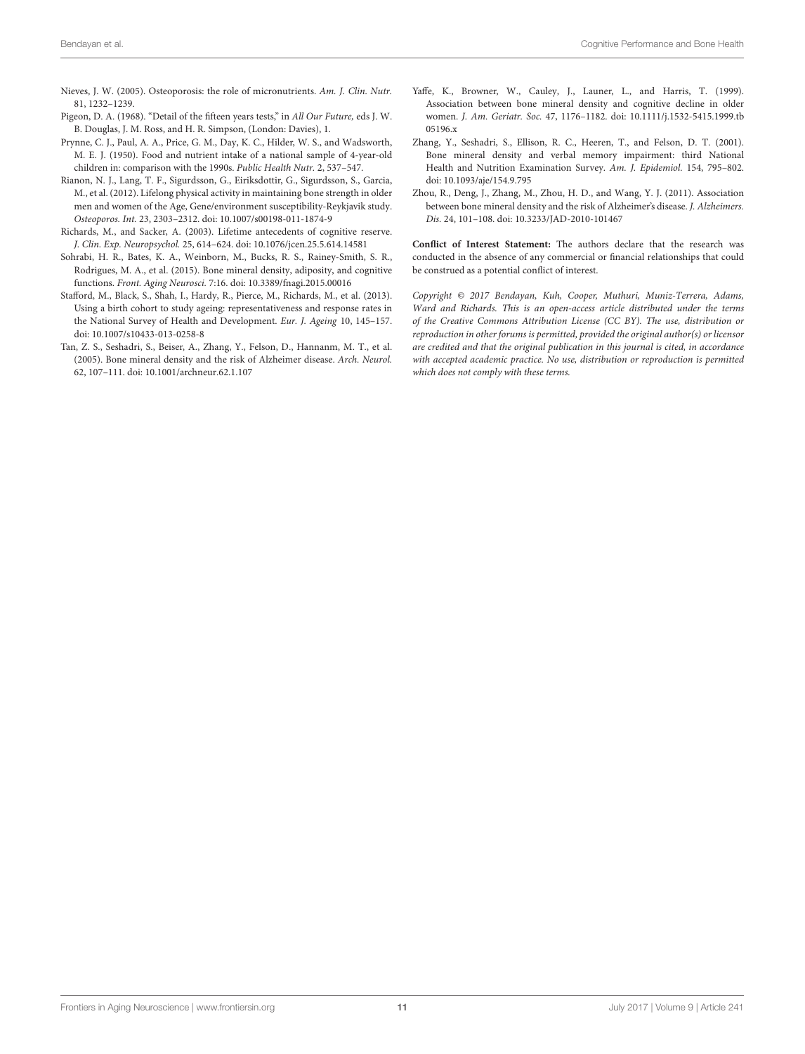Nieves, J. W. (2005). Osteoporosis: the role of micronutrients. *Am. J. Clin. Nutr.* 81, 1232–1239.

Pigeon, D. A. (1968). "Detail of the fifteen years tests," in *All Our Future,* eds J. W. B. Douglas, J. M. Ross, and H. R. Simpson, (London: Davies), 1.

Prynne, C. J., Paul, A. A., Price, G. M., Day, K. C., Hilder, W. S., and Wadsworth, M. E. J. (1950). Food and nutrient intake of a national sample of 4-year-old children in: comparison with the 1990s. *Public Health Nutr.* 2, 537–547.

Rianon, N. J., Lang, T. F., Sigurdsson, G., Eiriksdottir, G., Sigurdsson, S., Garcia, M., et al. (2012). Lifelong physical activity in maintaining bone strength in older men and women of the Age, Gene/environment susceptibility-Reykjavik study. *Osteoporos. Int.* 23, 2303–2312. doi: 10.1007/s00198-011-1874-9

Richards, M., and Sacker, A. (2003). Lifetime antecedents of cognitive reserve. *J. Clin. Exp. Neuropsychol.* 25, 614–624. doi: 10.1076/jcen.25.5.614.14581

Sohrabi, H. R., Bates, K. A., Weinborn, M., Bucks, R. S., Rainey-Smith, S. R., Rodrigues, M. A., et al. (2015). Bone mineral density, adiposity, and cognitive functions. *Front. Aging Neurosci.* 7:16. doi: 10.3389/fnagi.2015.00016

Stafford, M., Black, S., Shah, I., Hardy, R., Pierce, M., Richards, M., et al. (2013). Using a birth cohort to study ageing: representativeness and response rates in the National Survey of Health and Development. *Eur. J. Ageing* 10, 145–157. doi: 10.1007/s10433-013-0258-8

Tan, Z. S., Seshadri, S., Beiser, A., Zhang, Y., Felson, D., Hannanm, M. T., et al. (2005). Bone mineral density and the risk of Alzheimer disease. *Arch. Neurol.* 62, 107–111. doi: 10.1001/archneur.62.1.107

Yaffe, K., Browner, W., Cauley, J., Launer, L., and Harris, T. (1999). Association between bone mineral density and cognitive decline in older women. *J. Am. Geriatr. Soc.* 47, 1176–1182. doi: 10.1111/j.1532-5415.1999.tb05196.x

Zhang, Y., Seshadri, S., Ellison, R. C., Heeren, T., and Felson, D. T. (2001). Bone mineral density and verbal memory impairment: third National Health and Nutrition Examination Survey. *Am. J. Epidemiol.* 154, 795–802. doi: 10.1093/aje/154.9.795

Zhou, R., Deng, J., Zhang, M., Zhou, H. D., and Wang, Y. J. (2011). Association between bone mineral density and the risk of Alzheimer's disease. *J. Alzheimers. Dis.* 24, 101–108. doi: 10.3233/JAD-2010-101467

**Conflict of Interest Statement:** The authors declare that the research was conducted in the absence of any commercial or financial relationships that could be construed as a potential conflict of interest.

*Copyright © 2017 Bendayan, Kuh, Cooper, Muthuri, Muniz-Terrera, Adams, Ward and Richards. This is an open-access article distributed under the terms of the Creative Commons Attribution License (CC BY). The use, distribution or reproduction in other forums is permitted, provided the original author(s) or licensor are credited and that the original publication in this journal is cited, in accordance with accepted academic practice. No use, distribution or reproduction is permitted which does not comply with these terms.*